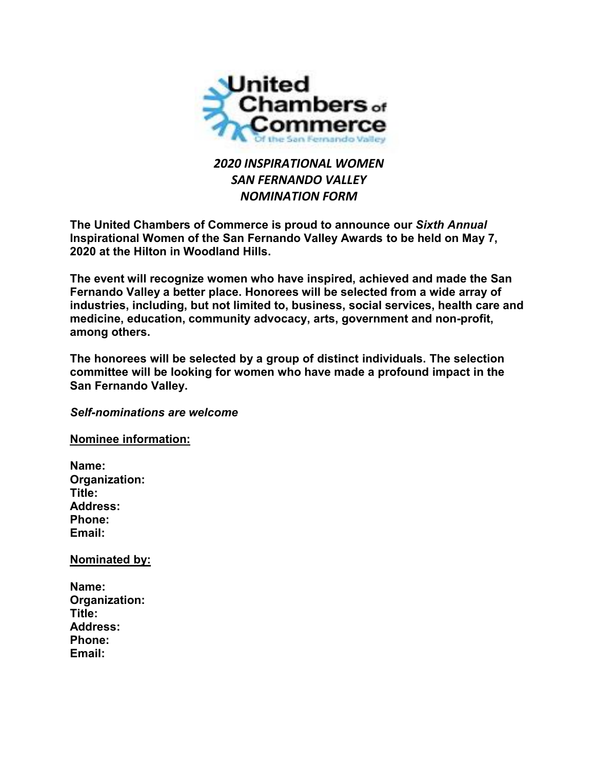# *2020 INSPIRATIONAL WOMEN*
# *SAN FERNANDO VALLEY*
# *NOMINATION FORM*

**The United Chambers of Commerce is proud to announce our *Sixth Annual* Inspirational Women of the San Fernando Valley Awards to be held on May 7, 2020 at the Hilton in Woodland Hills.**

**The event will recognize women who have inspired, achieved and made the San Fernando Valley a better place. Honorees will be selected from a wide array of industries, including, but not limited to, business, social services, health care and medicine, education, community advocacy, arts, government and non-profit, among others.**

**The honorees will be selected by a group of distinct individuals. The selection committee will be looking for women who have made a profound impact in the San Fernando Valley.**

***Self-nominations are welcome***

**<u>Nominee information:</u>**

**Name:**
**Organization:**
**Title:**
**Address:**
**Phone:**
**Email:**

**<u>Nominated by:</u>**

**Name:**
**Organization:**
**Title:**
**Address:**
**Phone:**
**Email:**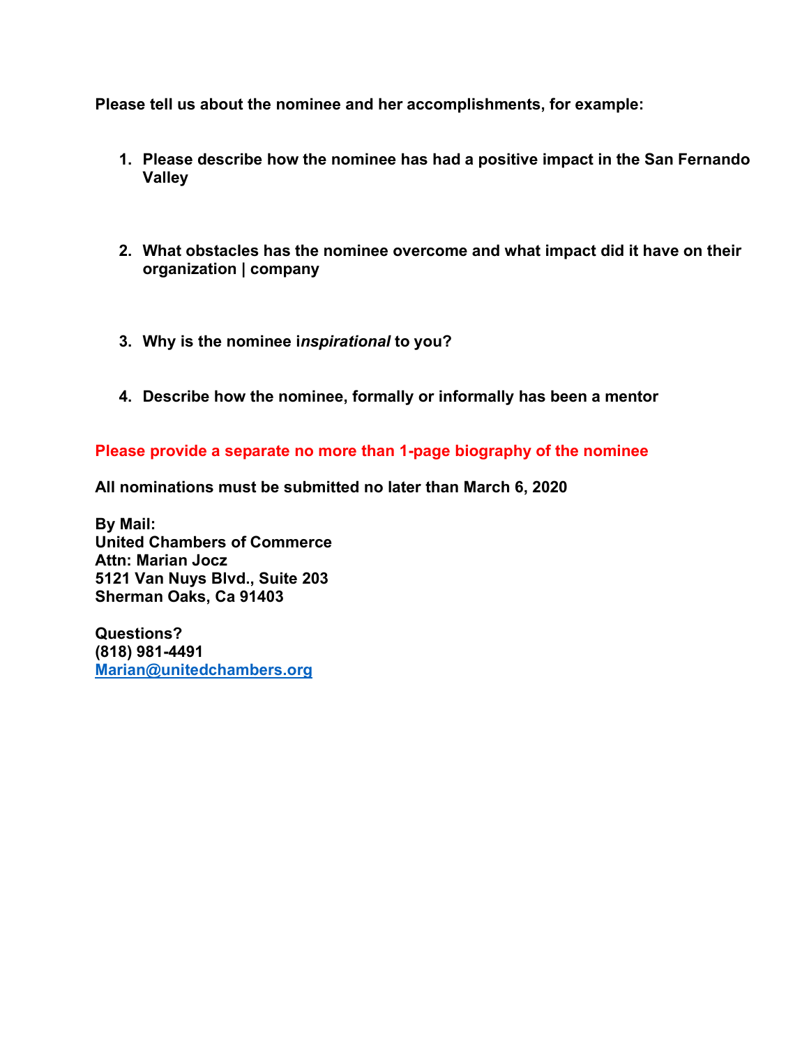**Please tell us about the nominee and her accomplishments, for example:**

1. **Please describe how the nominee has had a positive impact in the San Fernando Valley**

2. **What obstacles has the nominee overcome and what impact did it have on their organization | company**

3. **Why is the nominee i*nspirational* to you?**

4. **Describe how the nominee, formally or informally has been a mentor**

**Please provide a separate no more than 1-page biography of the nominee**

**All nominations must be submitted no later than March 6, 2020**

**By Mail:**
**United Chambers of Commerce**
**Attn: Marian Jocz**
**5121 Van Nuys Blvd., Suite 203**
**Sherman Oaks, Ca 91403**

**Questions?**
**(818) 981-4491**
**Marian@unitedchambers.org**